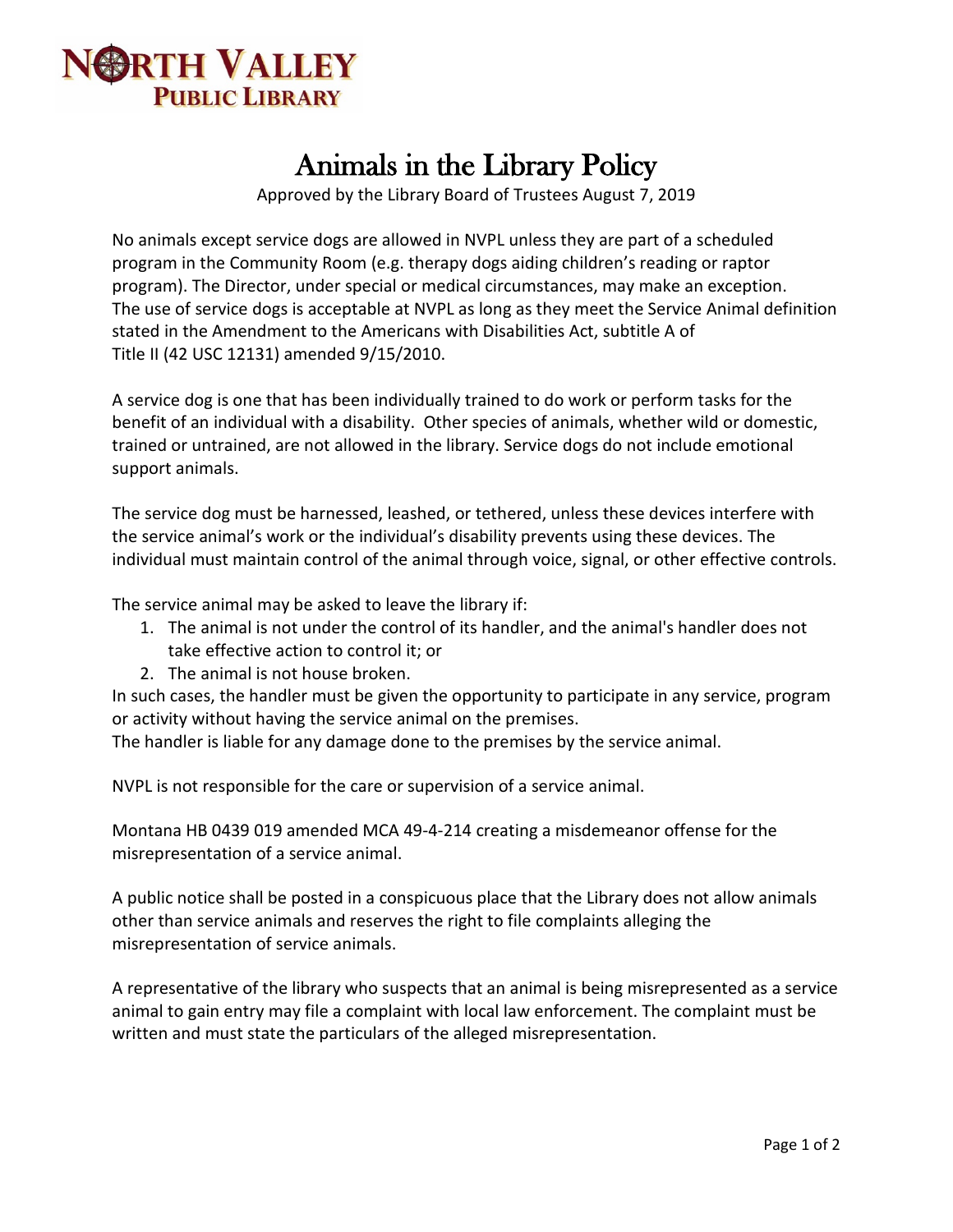# NORTH VALLEY PUBLIC LIBRARY

# Animals in the Library Policy

Approved by the Library Board of Trustees August 7, 2019

No animals except service dogs are allowed in NVPL unless they are part of a scheduled program in the Community Room (e.g. therapy dogs aiding children's reading or raptor program). The Director, under special or medical circumstances, may make an exception. The use of service dogs is acceptable at NVPL as long as they meet the Service Animal definition stated in the Amendment to the Americans with Disabilities Act, subtitle A of Title II (42 USC 12131) amended 9/15/2010.

A service dog is one that has been individually trained to do work or perform tasks for the benefit of an individual with a disability. Other species of animals, whether wild or domestic, trained or untrained, are not allowed in the library. Service dogs do not include emotional support animals.

The service dog must be harnessed, leashed, or tethered, unless these devices interfere with the service animal's work or the individual's disability prevents using these devices. The individual must maintain control of the animal through voice, signal, or other effective controls.

The service animal may be asked to leave the library if:

1. The animal is not under the control of its handler, and the animal's handler does not take effective action to control it; or
2. The animal is not house broken.

In such cases, the handler must be given the opportunity to participate in any service, program or activity without having the service animal on the premises.
The handler is liable for any damage done to the premises by the service animal.

NVPL is not responsible for the care or supervision of a service animal.

Montana HB 0439 019 amended MCA 49-4-214 creating a misdemeanor offense for the misrepresentation of a service animal.

A public notice shall be posted in a conspicuous place that the Library does not allow animals other than service animals and reserves the right to file complaints alleging the misrepresentation of service animals.

A representative of the library who suspects that an animal is being misrepresented as a service animal to gain entry may file a complaint with local law enforcement. The complaint must be written and must state the particulars of the alleged misrepresentation.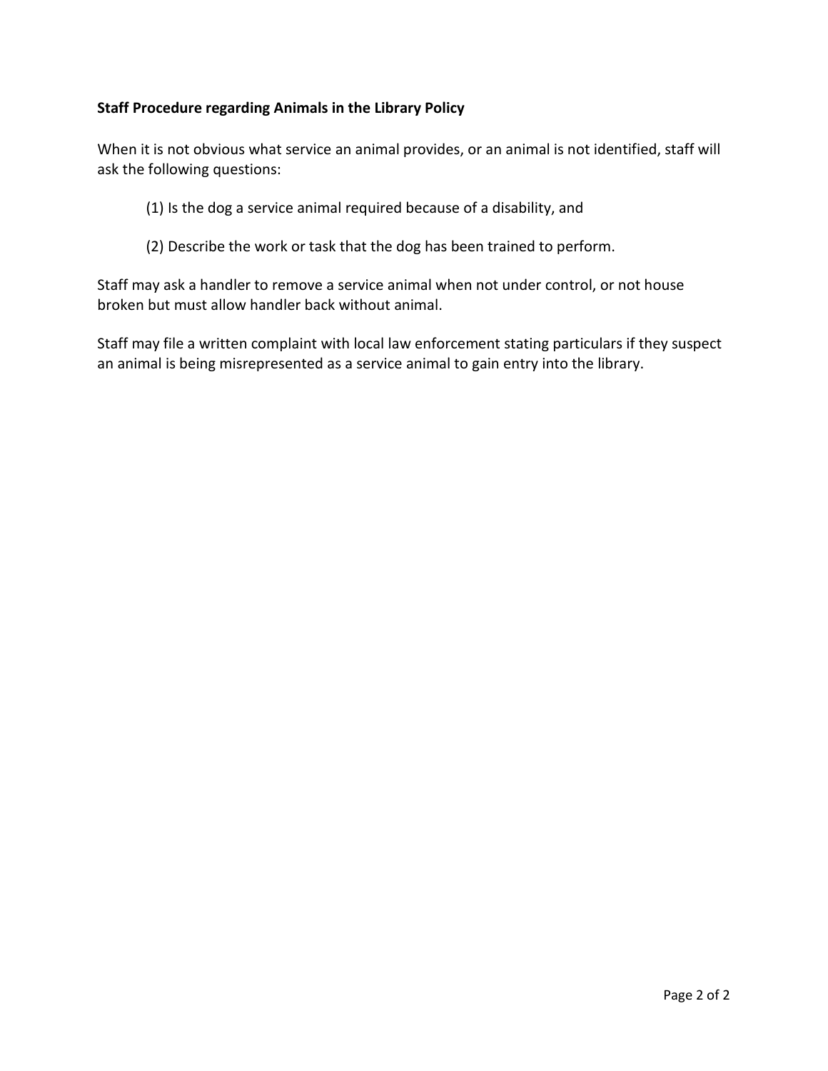**Staff Procedure regarding Animals in the Library Policy**

When it is not obvious what service an animal provides, or an animal is not identified, staff will ask the following questions:

(1) Is the dog a service animal required because of a disability, and

(2) Describe the work or task that the dog has been trained to perform.

Staff may ask a handler to remove a service animal when not under control, or not house broken but must allow handler back without animal.

Staff may file a written complaint with local law enforcement stating particulars if they suspect an animal is being misrepresented as a service animal to gain entry into the library.